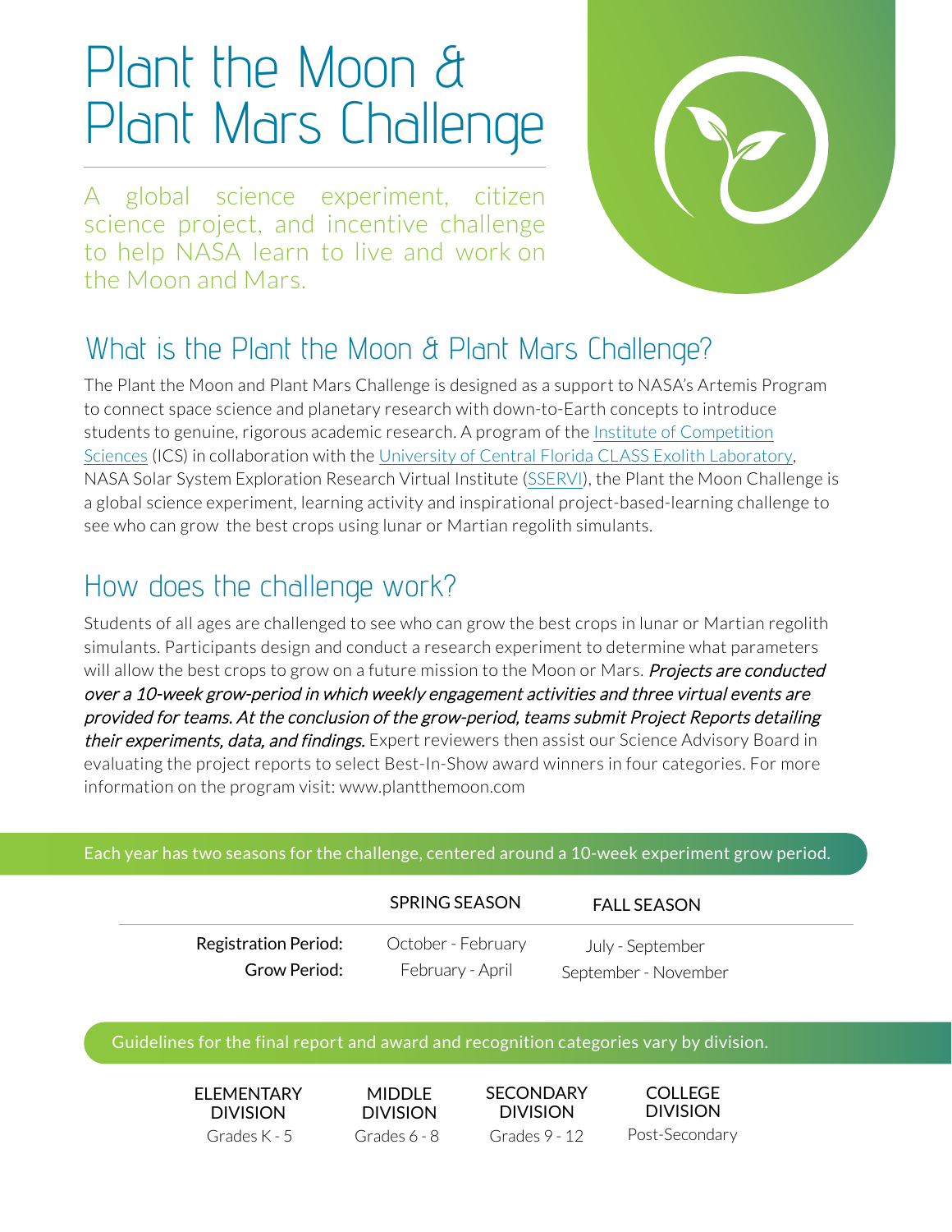# Plant the Moon & Plant Mars Challenge

A global science experiment, citizen science project, and incentive challenge to help NASA learn to live and work on the Moon and Mars.

## What is the Plant the Moon & Plant Mars Challenge?

The Plant the Moon and Plant Mars Challenge is designed as a support to NASA's Artemis Program to connect space science and planetary research with down-to-Earth concepts to introduce students to genuine, rigorous academic research. A program of the Institute of Competition Sciences (ICS) in collaboration with the University of Central Florida CLASS Exolith Laboratory, NASA Solar System Exploration Research Virtual Institute (SSERVI), the Plant the Moon Challenge is a global science experiment, learning activity and inspirational project-based-learning challenge to see who can grow the best crops using lunar or Martian regolith simulants.

## How does the challenge work?

Students of all ages are challenged to see who can grow the best crops in lunar or Martian regolith simulants. Participants design and conduct a research experiment to determine what parameters will allow the best crops to grow on a future mission to the Moon or Mars. *Projects are conducted over a 10-week grow-period in which weekly engagement activities and three virtual events are provided for teams. At the conclusion of the grow-period, teams submit Project Reports detailing their experiments, data, and findings.* Expert reviewers then assist our Science Advisory Board in evaluating the project reports to select Best-In-Show award winners in four categories. For more information on the program visit: www.plantthemoon.com

Each year has two seasons for the challenge, centered around a 10-week experiment grow period.

| | SPRING SEASON | FALL SEASON |
|---|---|---|
| Registration Period: | October - February | July - September |
| Grow Period: | February - April | September - November |

Guidelines for the final report and award and recognition categories vary by division.

| ELEMENTARY DIVISION | MIDDLE DIVISION | SECONDARY DIVISION | COLLEGE DIVISION |
|---|---|---|---|
| Grades K - 5 | Grades 6 - 8 | Grades 9 - 12 | Post-Secondary |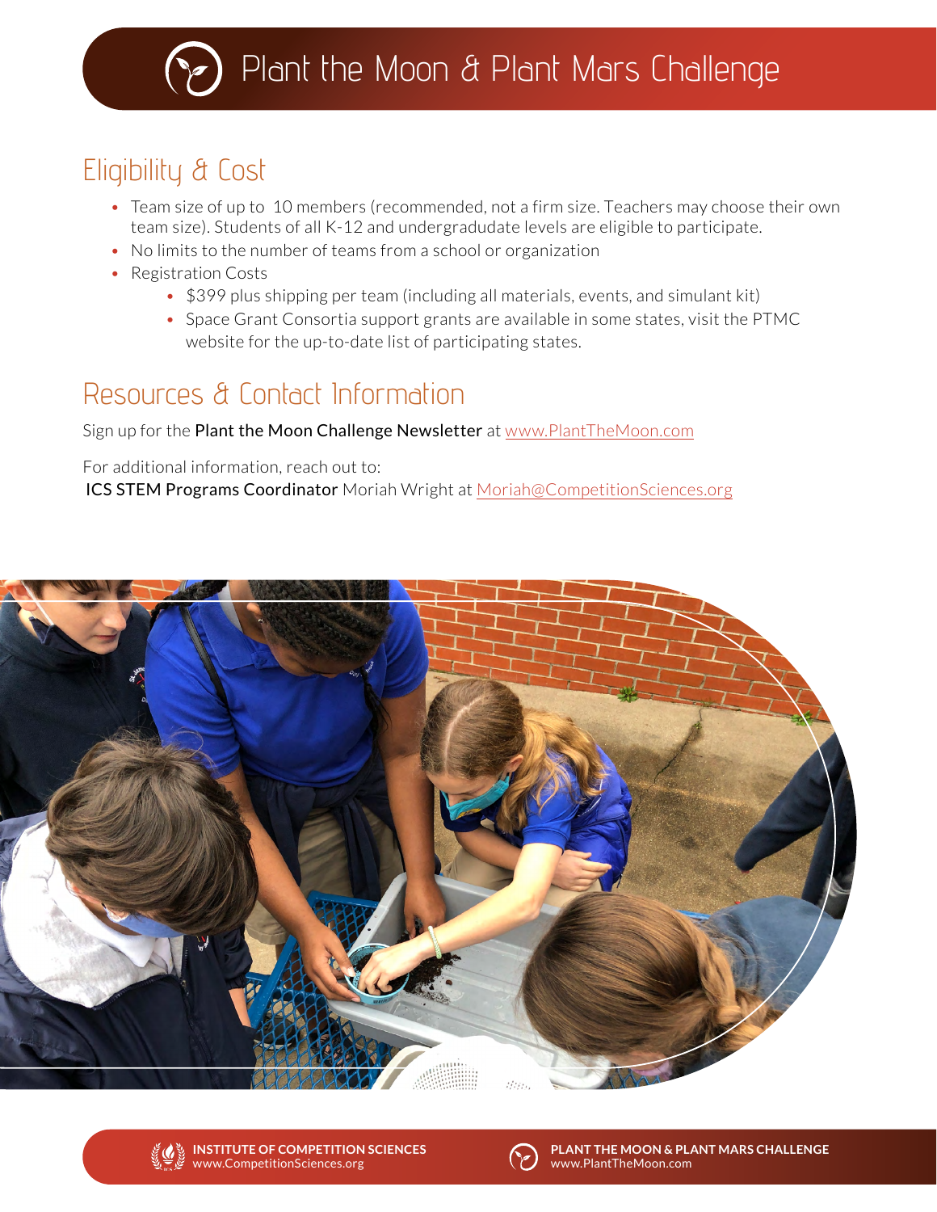# Plant the Moon & Plant Mars Challenge

## Eligibility & Cost

- Team size of up to 10 members (recommended, not a firm size. Teachers may choose their own team size). Students of all K-12 and undergradudate levels are eligible to participate.
- No limits to the number of teams from a school or organization
- Registration Costs
  - $399 plus shipping per team (including all materials, events, and simulant kit)
  - Space Grant Consortia support grants are available in some states, visit the PTMC website for the up-to-date list of participating states.

## Resources & Contact Information

Sign up for the **Plant the Moon Challenge Newsletter** at www.PlantTheMoon.com

For additional information, reach out to:
**ICS STEM Programs Coordinator** Moriah Wright at Moriah@CompetitionSciences.org

**INSTITUTE OF COMPETITION SCIENCES**
www.CompetitionSciences.org

**PLANT THE MOON & PLANT MARS CHALLENGE**
www.PlantTheMoon.com